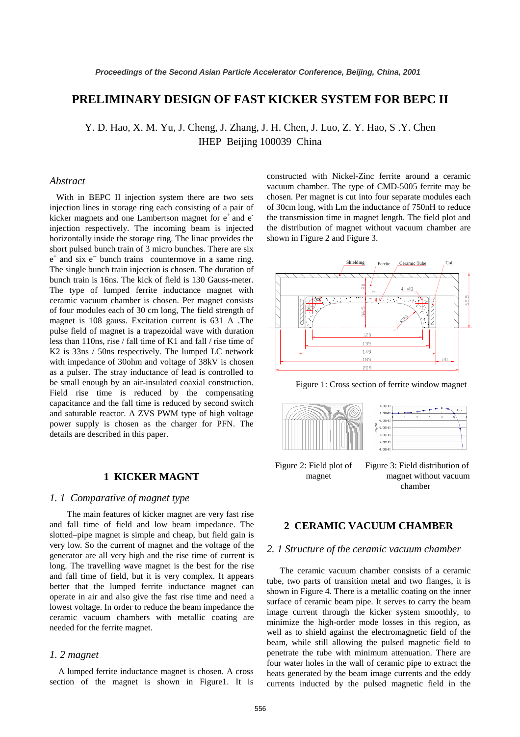# PRELIMINARY DESIGN OF FAST KICKER SYSTEM FOR BEPC II

Y. D. Hao, X. M. Yu, J. Cheng, J. Zhang, J. H. Chen, J. Luo, Z. Y. Hao, S .Y. Chen
IHEP Beijing 100039 China

## *Abstract*

With in BEPC II injection system there are two sets injection lines in storage ring each consisting of a pair of kicker magnets and one Lambertson magnet for $e^+$ and $e^-$ injection respectively. The incoming beam is injected horizontally inside the storage ring. The linac provides the short pulsed bunch train of 3 micro bunches. There are six $e^+$ and six $e^-$ bunch trains countermove in a same ring. The single bunch train injection is chosen. The duration of bunch train is 16ns. The kick of field is 130 Gauss-meter. The type of lumped ferrite inductance magnet with ceramic vacuum chamber is chosen. Per magnet consists of four modules each of 30 cm long, The field strength of magnet is 108 gauss. Excitation current is 631 A .The pulse field of magnet is a trapezoidal wave with duration less than 110ns, rise / fall time of K1 and fall / rise time of K2 is 33ns / 50ns respectively. The lumped LC network with impedance of 30ohm and voltage of 38kV is chosen as a pulser. The stray inductance of lead is controlled to be small enough by an air-insulated coaxial construction. Field rise time is reduced by the compensating capacitance and the fall time is reduced by second switch and saturable reactor. A ZVS PWM type of high voltage power supply is chosen as the charger for PFN. The details are described in this paper.

## 1 KICKER MAGNT

### *1. 1 Comparative of magnet type*

The main features of kicker magnet are very fast rise and fall time of field and low beam impedance. The slotted–pipe magnet is simple and cheap, but field gain is very low. So the current of magnet and the voltage of the generator are all very high and the rise time of current is long. The travelling wave magnet is the best for the rise and fall time of field, but it is very complex. It appears better that the lumped ferrite inductance magnet can operate in air and also give the fast rise time and need a lowest voltage. In order to reduce the beam impedance the ceramic vacuum chambers with metallic coating are needed for the ferrite magnet.

### *1. 2 magnet*

A lumped ferrite inductance magnet is chosen. A cross section of the magnet is shown in Figure1. It is constructed with Nickel-Zinc ferrite around a ceramic vacuum chamber. The type of CMD-5005 ferrite may be chosen. Per magnet is cut into four separate modules each of 30cm long, with Lm the inductance of 750nH to reduce the transmission time in magnet length. The field plot and the distribution of magnet without vacuum chamber are shown in Figure 2 and Figure 3.

Figure 1: Cross section of ferrite window magnet

Figure 2: Field plot of magnet

Figure 3: Field distribution of magnet without vacuum chamber

## 2 CERAMIC VACUUM CHAMBER

### *2. 1 Structure of the ceramic vacuum chamber*

The ceramic vacuum chamber consists of a ceramic tube, two parts of transition metal and two flanges, it is shown in Figure 4. There is a metallic coating on the inner surface of ceramic beam pipe. It serves to carry the beam image current through the kicker system smoothly, to minimize the high-order mode losses in this region, as well as to shield against the electromagnetic field of the beam, while still allowing the pulsed magnetic field to penetrate the tube with minimum attenuation. There are four water holes in the wall of ceramic pipe to extract the heats generated by the beam image currents and the eddy currents inducted by the pulsed magnetic field in the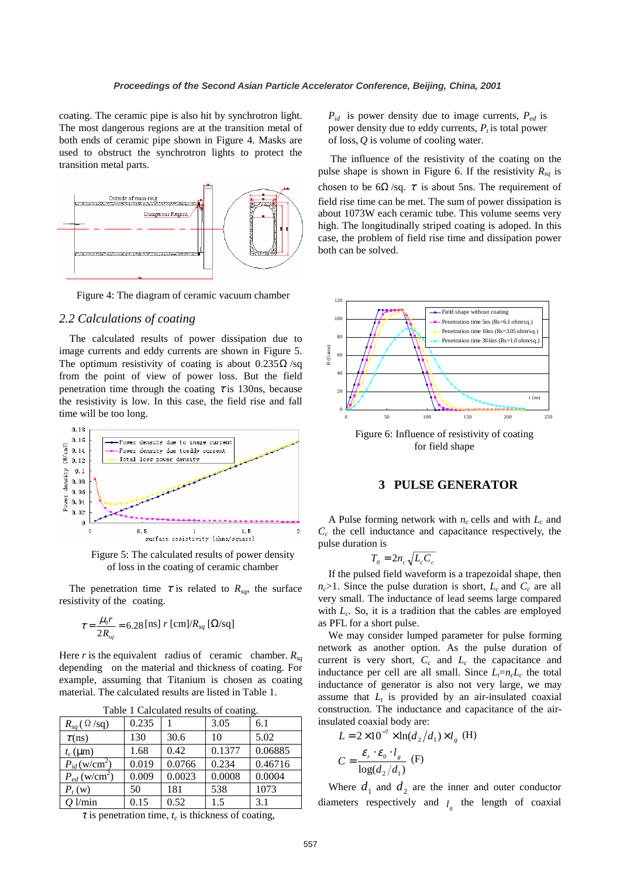coating. The ceramic pipe is also hit by synchrotron light. The most dangerous regions are at the transition metal of both ends of ceramic pipe shown in Figure 4. Masks are used to obstruct the synchrotron lights to protect the transition metal parts.

Figure 4: The diagram of ceramic vacuum chamber

### 2.2 Calculations of coating

The calculated results of power dissipation due to image currents and eddy currents are shown in Figure 5. The optimum resistivity of coating is about 0.235Ω /sq from the point of view of power loss. But the field penetration time through the coating $\tau$ is 130ns, because the resistivity is low. In this case, the field rise and fall time will be too long.

Figure 5: The calculated results of power density of loss in the coating of ceramic chamber

The penetration time $\tau$ is related to $R_{sq}$, the surface resistivity of the coating.

$$\tau = \frac{\mu_0 r}{2R_{sq}} = 6.28\,[\text{ns}]\; r\,[\text{cm}]/R_{sq}\,[\Omega/\text{sq}]$$

Here $r$ is the equivalent radius of ceramic chamber. $R_{sq}$ depending on the material and thickness of coating. For example, assuming that Titanium is chosen as coating material. The calculated results are listed in Table 1.

Table 1 Calculated results of coating.

| $R_{sq}$ (Ω /sq) | 0.235 | 1 | 3.05 | 6.1 |
|---|---|---|---|---|
| $\tau$(ns) | 130 | 30.6 | 10 | 5.02 |
| $t_c$ (μm) | 1.68 | 0.42 | 0.1377 | 0.06885 |
| $P_{id}$ (w/cm$^2$) | 0.019 | 0.0766 | 0.234 | 0.46716 |
| $P_{ed}$ (w/cm$^2$) | 0.009 | 0.0023 | 0.0008 | 0.0004 |
| $P_t$ (w) | 50 | 181 | 538 | 1073 |
| $Q$ l/min | 0.15 | 0.52 | 1.5 | 3.1 |

$\tau$ is penetration time, $t_c$ is thickness of coating, $P_{id}$ is power density due to image currents, $P_{ed}$ is power density due to eddy currents, $P_t$ is total power of loss, $Q$ is volume of cooling water.

The influence of the resistivity of the coating on the pulse shape is shown in Figure 6. If the resistivity $R_{sq}$ is chosen to be 6Ω /sq. $\tau$ is about 5ns. The requirement of field rise time can be met. The sum of power dissipation is about 1073W each ceramic tube. This volume seems very high. The longitudinally striped coating is adoped. In this case, the problem of field rise time and dissipation power both can be solved.

Figure 6: Influence of resistivity of coating for field shape

## 3 PULSE GENERATOR

A Pulse forming network with $n_c$ cells and with $L_c$ and $C_c$ the cell inductance and capacitance respectively, the pulse duration is

$$T_0 = 2n_c\sqrt{L_c C_c}$$

If the pulsed field waveform is a trapezoidal shape, then $n_c$>1. Since the pulse duration is short, $L_c$ and $C_c$ are all very small. The inductance of lead seems large compared with $L_c$. So, it is a tradition that the cables are employed as PFL for a short pulse.

We may consider lumped parameter for pulse forming network as another option. As the pulse duration of current is very short, $C_c$ and $L_c$ the capacitance and inductance per cell are all small. Since $L_t$=$n_c L_c$ the total inductance of generator is also not very large, we may assume that $L_t$ is provided by an air-insulated coaxial construction. The inductance and capacitance of the air-insulated coaxial body are:

$$L = 2\times 10^{-7}\times \ln(d_2/d_1)\times l_g \text{ (H)}$$

$$C = \frac{\varepsilon_r \cdot \varepsilon_0 \cdot l_g}{\log(d_2/d_1)} \text{ (F)}$$

Where $d_1$ and $d_2$ are the inner and outer conductor diameters respectively and $l_g$ the length of coaxial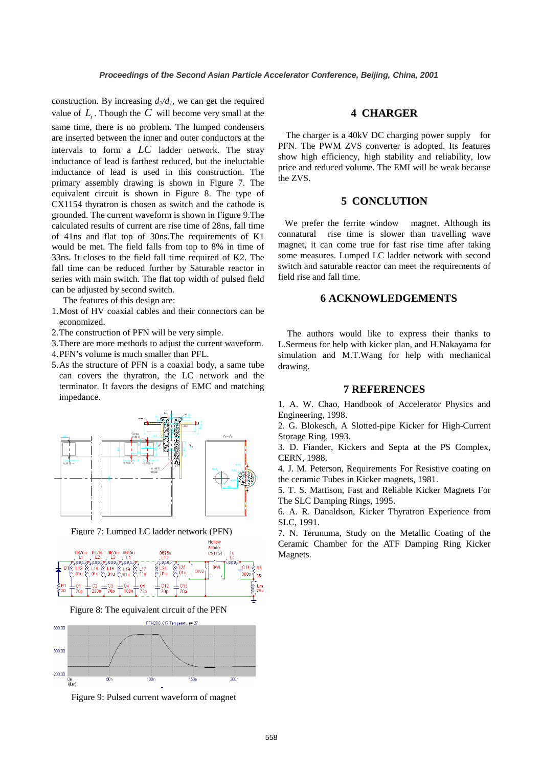construction. By increasing $d_2/d_1$, we can get the required value of $L_t$. Though the $C$ will become very small at the same time, there is no problem. The lumped condensers are inserted between the inner and outer conductors at the intervals to form a $LC$ ladder network. The stray inductance of lead is farthest reduced, but the ineluctable inductance of lead is used in this construction. The primary assembly drawing is shown in Figure 7. The equivalent circuit is shown in Figure 8. The type of CX1154 thyratron is chosen as switch and the cathode is grounded. The current waveform is shown in Figure 9.The calculated results of current are rise time of 28ns, fall time of 41ns and flat top of 30ns.The requirements of K1 would be met. The field falls from top to 8% in time of 33ns. It closes to the field fall time required of K2. The fall time can be reduced further by Saturable reactor in series with main switch. The flat top width of pulsed field can be adjusted by second switch.

The features of this design are:

1. Most of HV coaxial cables and their connectors can be economized.
2. The construction of PFN will be very simple.
3. There are more methods to adjust the current waveform.
4. PFN's volume is much smaller than PFL.
5. As the structure of PFN is a coaxial body, a same tube can covers the thyratron, the LC network and the terminator. It favors the designs of EMC and matching impedance.

Figure 7: Lumped LC ladder network (PFN)

Figure 8: The equivalent circuit of the PFN

Figure 9: Pulsed current waveform of magnet

## 4 CHARGER

The charger is a 40kV DC charging power supply for PFN. The PWM ZVS converter is adopted. Its features show high efficiency, high stability and reliability, low price and reduced volume. The EMI will be weak because the ZVS.

## 5 CONCLUTION

We prefer the ferrite window magnet. Although its connatural rise time is slower than travelling wave magnet, it can come true for fast rise time after taking some measures. Lumped LC ladder network with second switch and saturable reactor can meet the requirements of field rise and fall time.

## 6 ACKNOWLEDGEMENTS

The authors would like to express their thanks to L.Sermeus for help with kicker plan, and H.Nakayama for simulation and M.T.Wang for help with mechanical drawing.

## 7 REFERENCES

1. A. W. Chao, Handbook of Accelerator Physics and Engineering, 1998.
2. G. Blokesch, A Slotted-pipe Kicker for High-Current Storage Ring, 1993.
3. D. Fiander, Kickers and Septa at the PS Complex, CERN, 1988.
4. J. M. Peterson, Requirements For Resistive coating on the ceramic Tubes in Kicker magnets, 1981.
5. T. S. Mattison, Fast and Reliable Kicker Magnets For The SLC Damping Rings, 1995.
6. A. R. Danaldson, Kicker Thyratron Experience from SLC, 1991.
7. N. Terunuma, Study on the Metallic Coating of the Ceramic Chamber for the ATF Damping Ring Kicker Magnets.